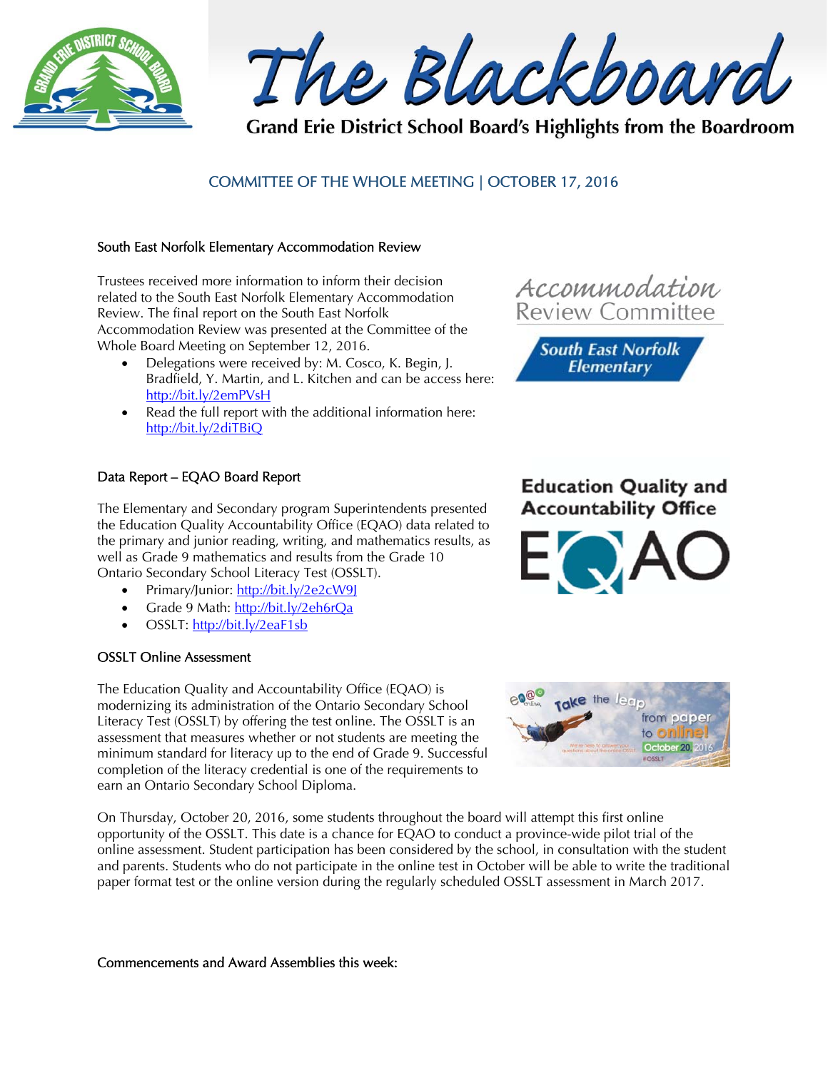# The Blackboard

**Grand Erie District School Board's Highlights from the Boardroom**

## COMMITTEE OF THE WHOLE MEETING | OCTOBER 17, 2016

### South East Norfolk Elementary Accommodation Review

Trustees received more information to inform their decision related to the South East Norfolk Elementary Accommodation Review. The final report on the South East Norfolk Accommodation Review was presented at the Committee of the Whole Board Meeting on September 12, 2016.

- Delegations were received by: M. Cosco, K. Begin, J. Bradfield, Y. Martin, and L. Kitchen and can be access here: http://bit.ly/2emPVsH
- Read the full report with the additional information here: http://bit.ly/2diTBiQ

### Data Report – EQAO Board Report

The Elementary and Secondary program Superintendents presented the Education Quality Accountability Office (EQAO) data related to the primary and junior reading, writing, and mathematics results, as well as Grade 9 mathematics and results from the Grade 10 Ontario Secondary School Literacy Test (OSSLT).

- Primary/Junior: http://bit.ly/2e2cW9J
- Grade 9 Math: http://bit.ly/2eh6rQa
- OSSLT: http://bit.ly/2eaF1sb

### OSSLT Online Assessment

The Education Quality and Accountability Office (EQAO) is modernizing its administration of the Ontario Secondary School Literacy Test (OSSLT) by offering the test online. The OSSLT is an assessment that measures whether or not students are meeting the minimum standard for literacy up to the end of Grade 9. Successful completion of the literacy credential is one of the requirements to earn an Ontario Secondary School Diploma.

On Thursday, October 20, 2016, some students throughout the board will attempt this first online opportunity of the OSSLT. This date is a chance for EQAO to conduct a province-wide pilot trial of the online assessment. Student participation has been considered by the school, in consultation with the student and parents. Students who do not participate in the online test in October will be able to write the traditional paper format test or the online version during the regularly scheduled OSSLT assessment in March 2017.

### Commencements and Award Assemblies this week: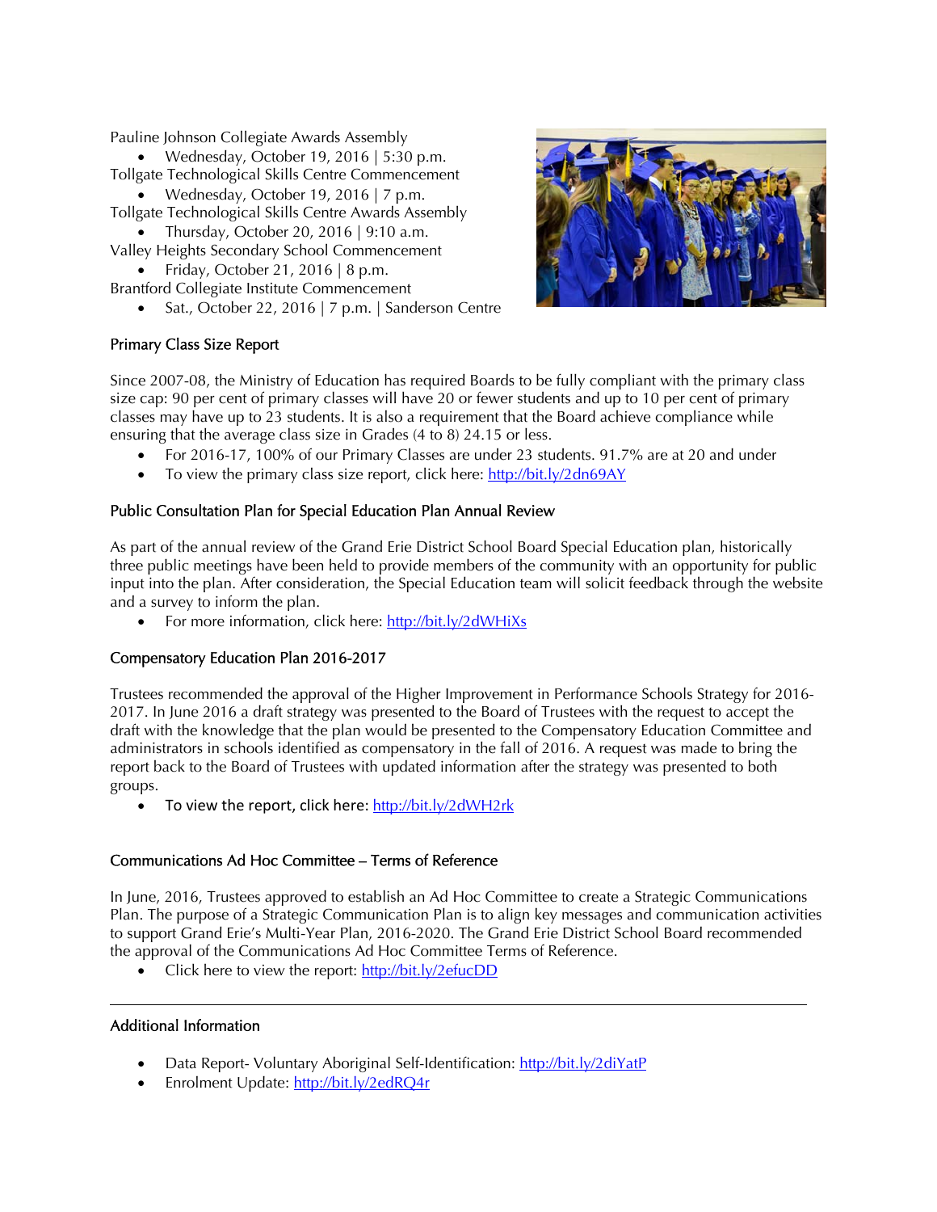Pauline Johnson Collegiate Awards Assembly

- Wednesday, October 19, 2016 | 5:30 p.m.

Tollgate Technological Skills Centre Commencement

- Wednesday, October 19, 2016 | 7 p.m.

Tollgate Technological Skills Centre Awards Assembly

- Thursday, October 20, 2016 | 9:10 a.m.

Valley Heights Secondary School Commencement

- Friday, October 21, 2016 | 8 p.m.

Brantford Collegiate Institute Commencement

- Sat., October 22, 2016 | 7 p.m. | Sanderson Centre

## Primary Class Size Report

Since 2007-08, the Ministry of Education has required Boards to be fully compliant with the primary class size cap: 90 per cent of primary classes will have 20 or fewer students and up to 10 per cent of primary classes may have up to 23 students. It is also a requirement that the Board achieve compliance while ensuring that the average class size in Grades (4 to 8) 24.15 or less.

- For 2016-17, 100% of our Primary Classes are under 23 students. 91.7% are at 20 and under
- To view the primary class size report, click here: http://bit.ly/2dn69AY

## Public Consultation Plan for Special Education Plan Annual Review

As part of the annual review of the Grand Erie District School Board Special Education plan, historically three public meetings have been held to provide members of the community with an opportunity for public input into the plan. After consideration, the Special Education team will solicit feedback through the website and a survey to inform the plan.

- For more information, click here: http://bit.ly/2dWHiXs

## Compensatory Education Plan 2016-2017

Trustees recommended the approval of the Higher Improvement in Performance Schools Strategy for 2016-2017. In June 2016 a draft strategy was presented to the Board of Trustees with the request to accept the draft with the knowledge that the plan would be presented to the Compensatory Education Committee and administrators in schools identified as compensatory in the fall of 2016. A request was made to bring the report back to the Board of Trustees with updated information after the strategy was presented to both groups.

- To view the report, click here: http://bit.ly/2dWH2rk

## Communications Ad Hoc Committee – Terms of Reference

In June, 2016, Trustees approved to establish an Ad Hoc Committee to create a Strategic Communications Plan. The purpose of a Strategic Communication Plan is to align key messages and communication activities to support Grand Erie's Multi-Year Plan, 2016-2020. The Grand Erie District School Board recommended the approval of the Communications Ad Hoc Committee Terms of Reference.

- Click here to view the report: http://bit.ly/2efucDD

---

## Additional Information

- Data Report- Voluntary Aboriginal Self-Identification: http://bit.ly/2diYatP
- Enrolment Update: http://bit.ly/2edRQ4r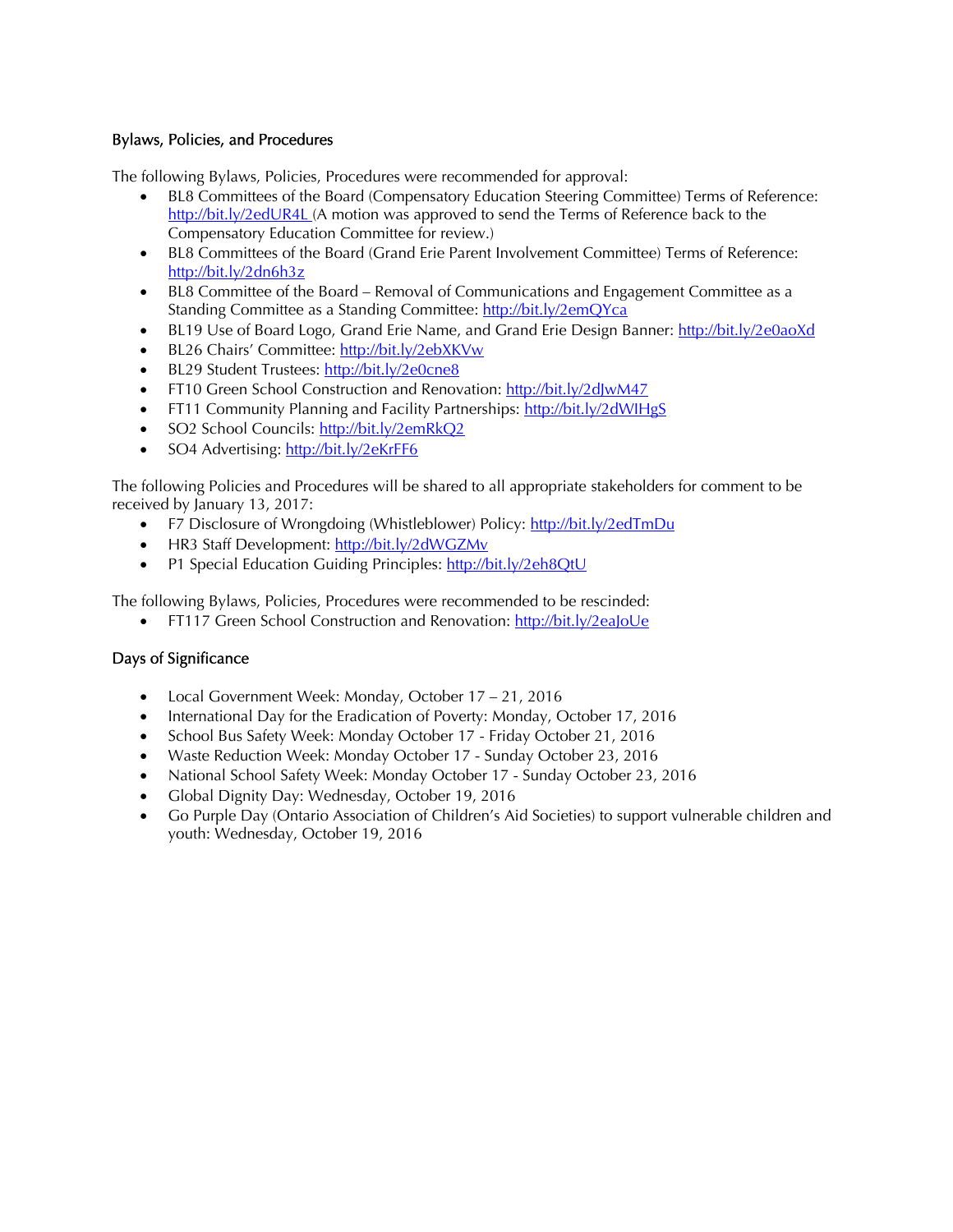### Bylaws, Policies, and Procedures

The following Bylaws, Policies, Procedures were recommended for approval:

- BL8 Committees of the Board (Compensatory Education Steering Committee) Terms of Reference: http://bit.ly/2edUR4L (A motion was approved to send the Terms of Reference back to the Compensatory Education Committee for review.)
- BL8 Committees of the Board (Grand Erie Parent Involvement Committee) Terms of Reference: http://bit.ly/2dn6h3z
- BL8 Committee of the Board – Removal of Communications and Engagement Committee as a Standing Committee as a Standing Committee: http://bit.ly/2emQYca
- BL19 Use of Board Logo, Grand Erie Name, and Grand Erie Design Banner: http://bit.ly/2e0aoXd
- BL26 Chairs' Committee: http://bit.ly/2ebXKVw
- BL29 Student Trustees: http://bit.ly/2e0cne8
- FT10 Green School Construction and Renovation: http://bit.ly/2dJwM47
- FT11 Community Planning and Facility Partnerships: http://bit.ly/2dWIHgS
- SO2 School Councils: http://bit.ly/2emRkQ2
- SO4 Advertising: http://bit.ly/2eKrFF6

The following Policies and Procedures will be shared to all appropriate stakeholders for comment to be received by January 13, 2017:

- F7 Disclosure of Wrongdoing (Whistleblower) Policy: http://bit.ly/2edTmDu
- HR3 Staff Development: http://bit.ly/2dWGZMv
- P1 Special Education Guiding Principles: http://bit.ly/2eh8QtU

The following Bylaws, Policies, Procedures were recommended to be rescinded:

- FT117 Green School Construction and Renovation: http://bit.ly/2eaJoUe

### Days of Significance

- Local Government Week: Monday, October 17 – 21, 2016
- International Day for the Eradication of Poverty: Monday, October 17, 2016
- School Bus Safety Week: Monday October 17 - Friday October 21, 2016
- Waste Reduction Week: Monday October 17 - Sunday October 23, 2016
- National School Safety Week: Monday October 17 - Sunday October 23, 2016
- Global Dignity Day: Wednesday, October 19, 2016
- Go Purple Day (Ontario Association of Children's Aid Societies) to support vulnerable children and youth: Wednesday, October 19, 2016